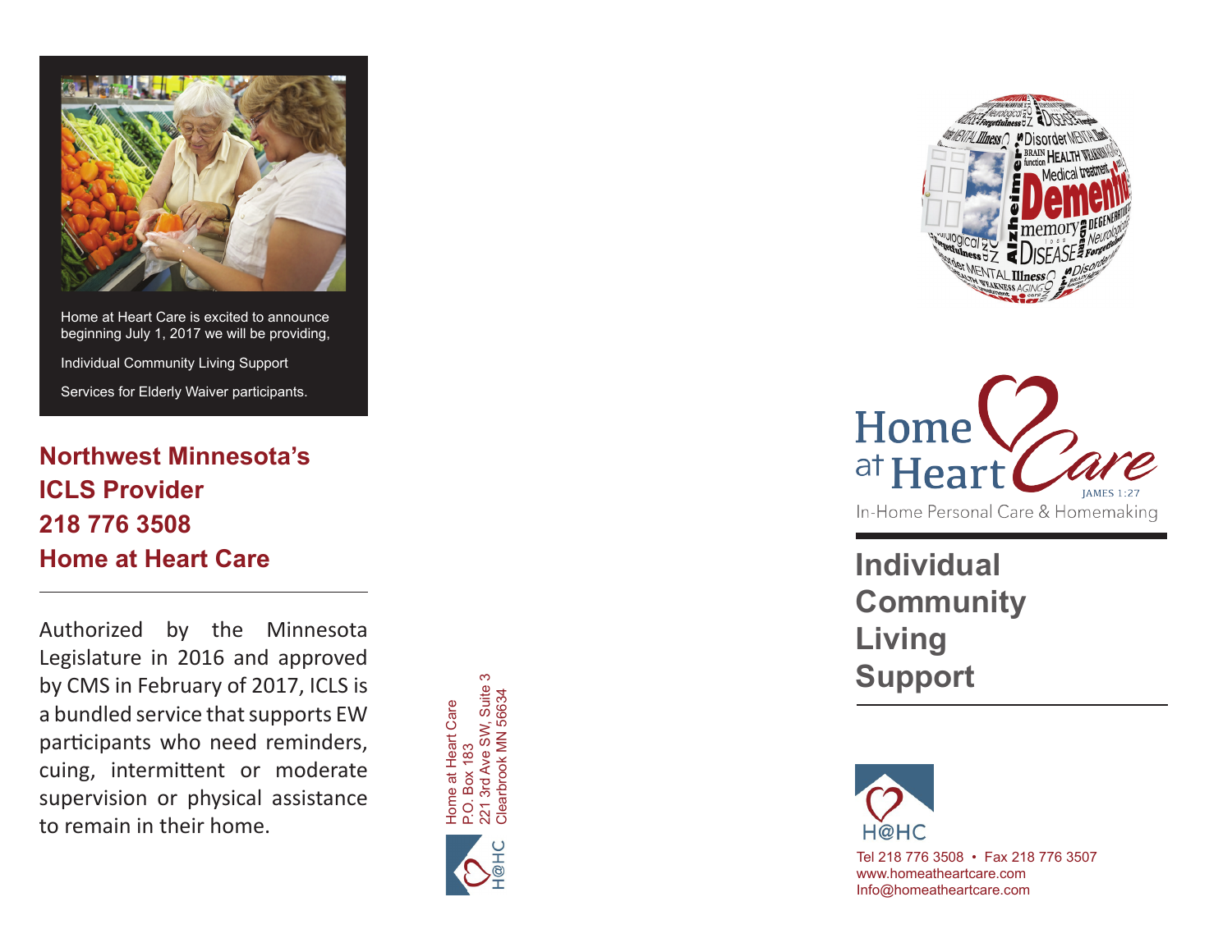Home at Heart Care is excited to announce beginning July 1, 2017 we will be providing,

Individual Community Living Support

Services for Elderly Waiver participants.

**Northwest Minnesota's ICLS Provider 218 776 3508 Home at Heart Care**

Authorized by the Minnesota Legislature in 2016 and approved by CMS in February of 2017, ICLS is a bundled service that supports EW participants who need reminders, cuing, intermittent or moderate supervision or physical assistance to remain in their home.

Home at Heart Care
P.O. Box 183
221 3rd Ave SW, Suite 3
Clearbrook MN 56634

H@HC

Home at Heart Care
JAMES 1:27
In-Home Personal Care & Homemaking

# Individual Community Living Support

H@HC

Tel 218 776 3508 • Fax 218 776 3507
www.homeatheartcare.com
Info@homeatheartcare.com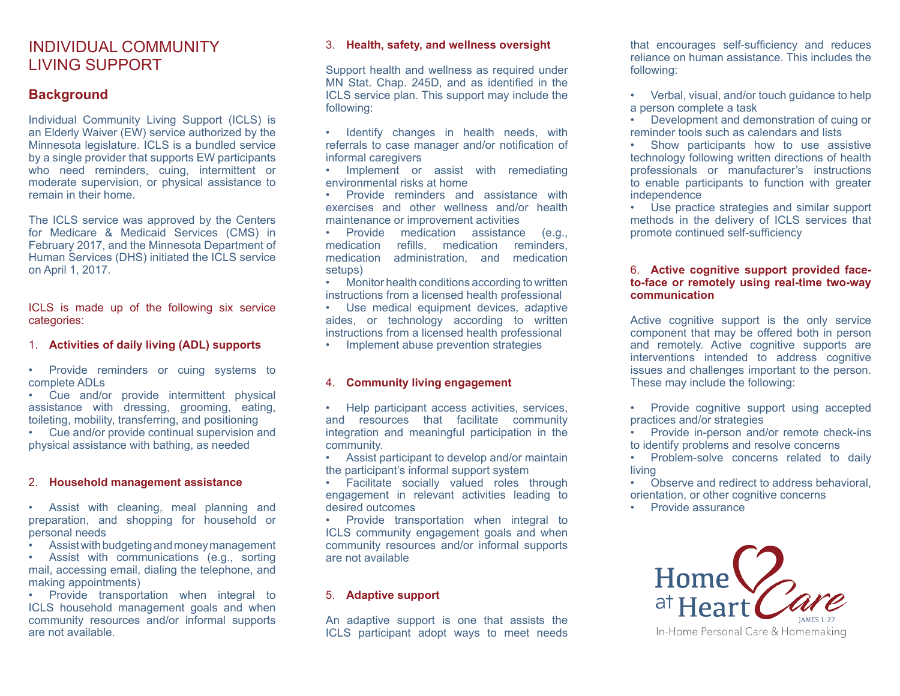# INDIVIDUAL COMMUNITY LIVING SUPPORT

## Background

Individual Community Living Support (ICLS) is an Elderly Waiver (EW) service authorized by the Minnesota legislature. ICLS is a bundled service by a single provider that supports EW participants who need reminders, cuing, intermittent or moderate supervision, or physical assistance to remain in their home.

The ICLS service was approved by the Centers for Medicare & Medicaid Services (CMS) in February 2017, and the Minnesota Department of Human Services (DHS) initiated the ICLS service on April 1, 2017.

ICLS is made up of the following six service categories:

### 1. Activities of daily living (ADL) supports

- Provide reminders or cuing systems to complete ADLs
- Cue and/or provide intermittent physical assistance with dressing, grooming, eating, toileting, mobility, transferring, and positioning
- Cue and/or provide continual supervision and physical assistance with bathing, as needed

### 2. Household management assistance

- Assist with cleaning, meal planning and preparation, and shopping for household or personal needs
- Assist with budgeting and money management
- Assist with communications (e.g., sorting mail, accessing email, dialing the telephone, and making appointments)
- Provide transportation when integral to ICLS household management goals and when community resources and/or informal supports are not available.

### 3. Health, safety, and wellness oversight

Support health and wellness as required under MN Stat. Chap. 245D, and as identified in the ICLS service plan. This support may include the following:

- Identify changes in health needs, with referrals to case manager and/or notification of informal caregivers
- Implement or assist with remediating environmental risks at home
- Provide reminders and assistance with exercises and other wellness and/or health maintenance or improvement activities
- Provide medication assistance (e.g., medication refills, medication reminders, medication administration, and medication setups)
- Monitor health conditions according to written instructions from a licensed health professional
- Use medical equipment devices, adaptive aides, or technology according to written instructions from a licensed health professional
- Implement abuse prevention strategies

### 4. Community living engagement

- Help participant access activities, services, and resources that facilitate community integration and meaningful participation in the community.
- Assist participant to develop and/or maintain the participant's informal support system
- Facilitate socially valued roles through engagement in relevant activities leading to desired outcomes
- Provide transportation when integral to ICLS community engagement goals and when community resources and/or informal supports are not available

### 5. Adaptive support

An adaptive support is one that assists the ICLS participant adopt ways to meet needs that encourages self-sufficiency and reduces reliance on human assistance. This includes the following:

- Verbal, visual, and/or touch guidance to help a person complete a task
- Development and demonstration of cuing or reminder tools such as calendars and lists
- Show participants how to use assistive technology following written directions of health professionals or manufacturer's instructions to enable participants to function with greater independence
- Use practice strategies and similar support methods in the delivery of ICLS services that promote continued self-sufficiency

### 6. Active cognitive support provided face-to-face or remotely using real-time two-way communication

Active cognitive support is the only service component that may be offered both in person and remotely. Active cognitive supports are interventions intended to address cognitive issues and challenges important to the person. These may include the following:

- Provide cognitive support using accepted practices and/or strategies
- Provide in-person and/or remote check-ins to identify problems and resolve concerns
- Problem-solve concerns related to daily living
- Observe and redirect to address behavioral, orientation, or other cognitive concerns
- Provide assurance

Home at Heart Care
JAMES 1:27
In-Home Personal Care & Homemaking